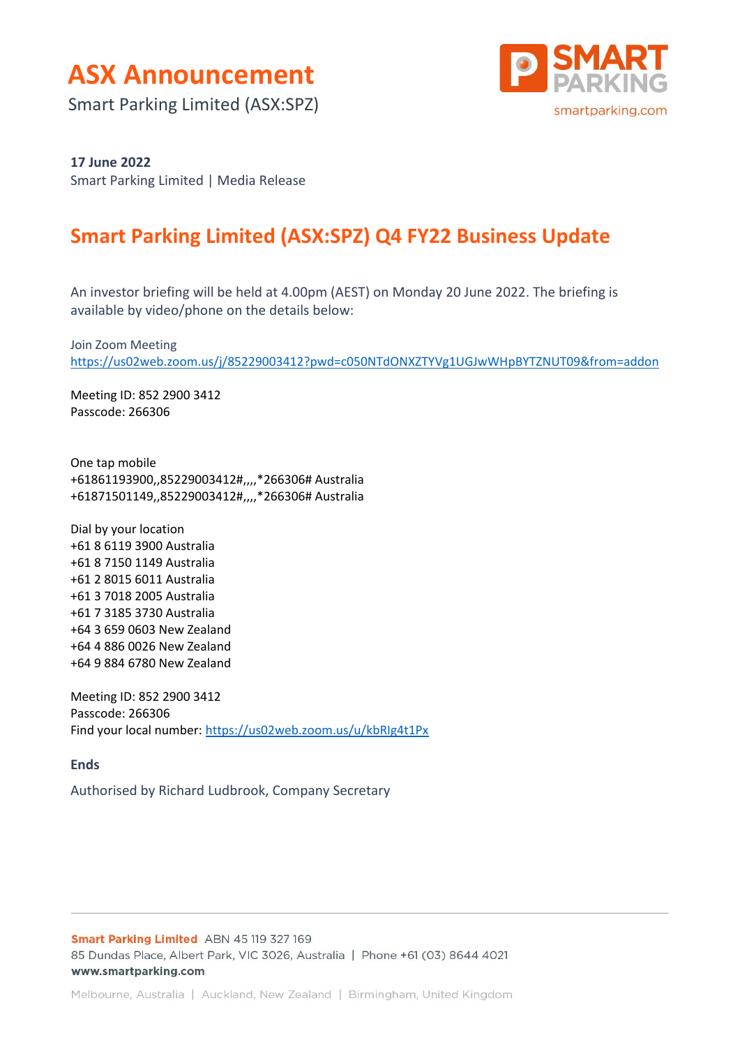# ASX Announcement

Smart Parking Limited (ASX:SPZ)

**17 June 2022**
Smart Parking Limited | Media Release

## Smart Parking Limited (ASX:SPZ) Q4 FY22 Business Update

An investor briefing will be held at 4.00pm (AEST) on Monday 20 June 2022. The briefing is available by video/phone on the details below:

Join Zoom Meeting
https://us02web.zoom.us/j/85229003412?pwd=c050NTdONXZTYVg1UGJwWHpBYTZNUT09&from=addon

Meeting ID: 852 2900 3412
Passcode: 266306

One tap mobile
+61861193900,,85229003412#,,,,*266306# Australia
+61871501149,,85229003412#,,,,*266306# Australia

Dial by your location
+61 8 6119 3900 Australia
+61 8 7150 1149 Australia
+61 2 8015 6011 Australia
+61 3 7018 2005 Australia
+61 7 3185 3730 Australia
+64 3 659 0603 New Zealand
+64 4 886 0026 New Zealand
+64 9 884 6780 New Zealand

Meeting ID: 852 2900 3412
Passcode: 266306
Find your local number: https://us02web.zoom.us/u/kbRlg4t1Px

**Ends**

Authorised by Richard Ludbrook, Company Secretary

**Smart Parking Limited** ABN 45 119 327 169
85 Dundas Place, Albert Park, VIC 3026, Australia | Phone +61 (03) 8644 4021
**www.smartparking.com**

Melbourne, Australia | Auckland, New Zealand | Birmingham, United Kingdom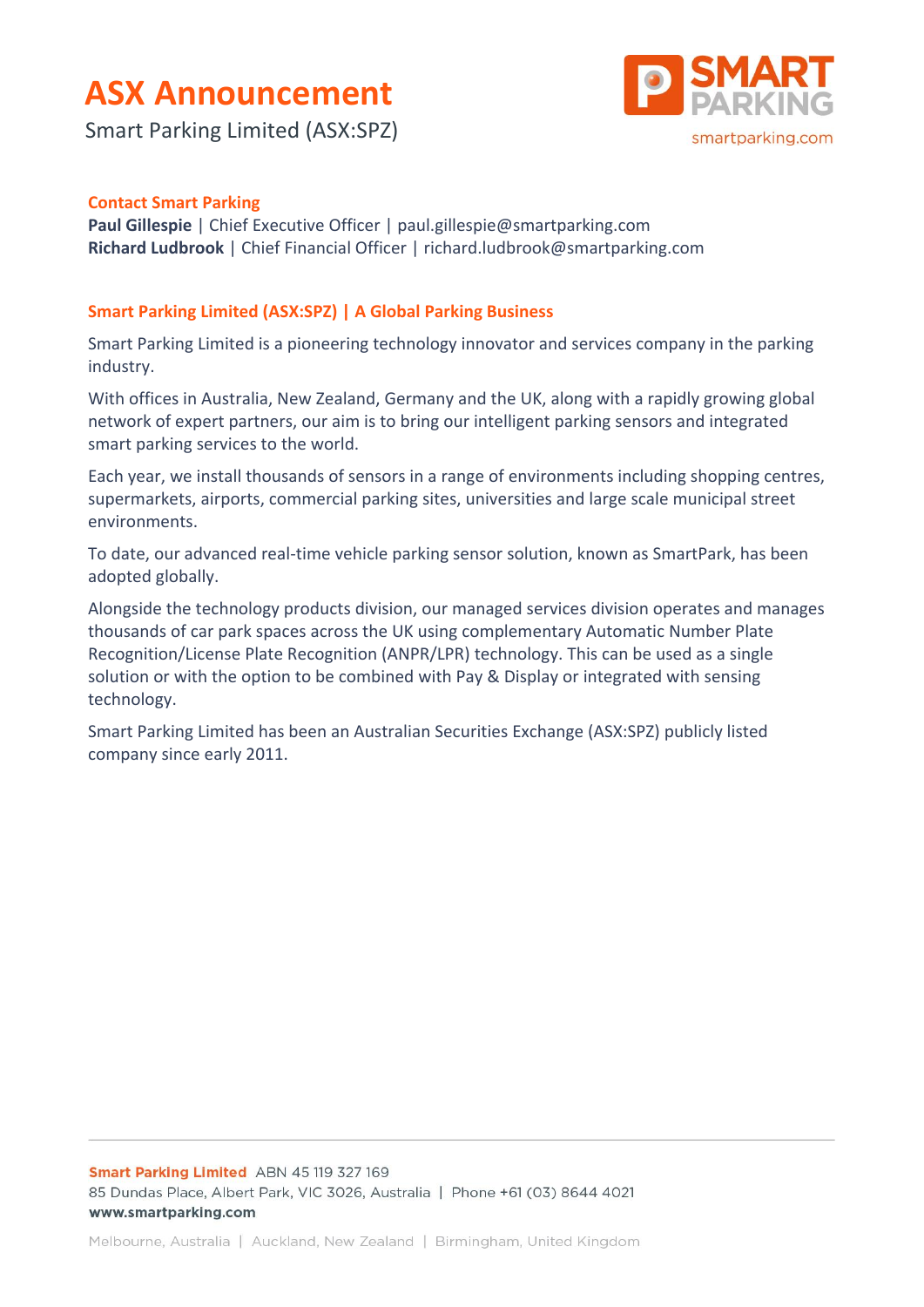# ASX Announcement

Smart Parking Limited (ASX:SPZ)

## Contact Smart Parking

**Paul Gillespie** | Chief Executive Officer | paul.gillespie@smartparking.com
**Richard Ludbrook** | Chief Financial Officer | richard.ludbrook@smartparking.com

## Smart Parking Limited (ASX:SPZ) | A Global Parking Business

Smart Parking Limited is a pioneering technology innovator and services company in the parking industry.

With offices in Australia, New Zealand, Germany and the UK, along with a rapidly growing global network of expert partners, our aim is to bring our intelligent parking sensors and integrated smart parking services to the world.

Each year, we install thousands of sensors in a range of environments including shopping centres, supermarkets, airports, commercial parking sites, universities and large scale municipal street environments.

To date, our advanced real-time vehicle parking sensor solution, known as SmartPark, has been adopted globally.

Alongside the technology products division, our managed services division operates and manages thousands of car park spaces across the UK using complementary Automatic Number Plate Recognition/License Plate Recognition (ANPR/LPR) technology. This can be used as a single solution or with the option to be combined with Pay & Display or integrated with sensing technology.

Smart Parking Limited has been an Australian Securities Exchange (ASX:SPZ) publicly listed company since early 2011.

**Smart Parking Limited** ABN 45 119 327 169
85 Dundas Place, Albert Park, VIC 3026, Australia | Phone +61 (03) 8644 4021
**www.smartparking.com**

Melbourne, Australia | Auckland, New Zealand | Birmingham, United Kingdom